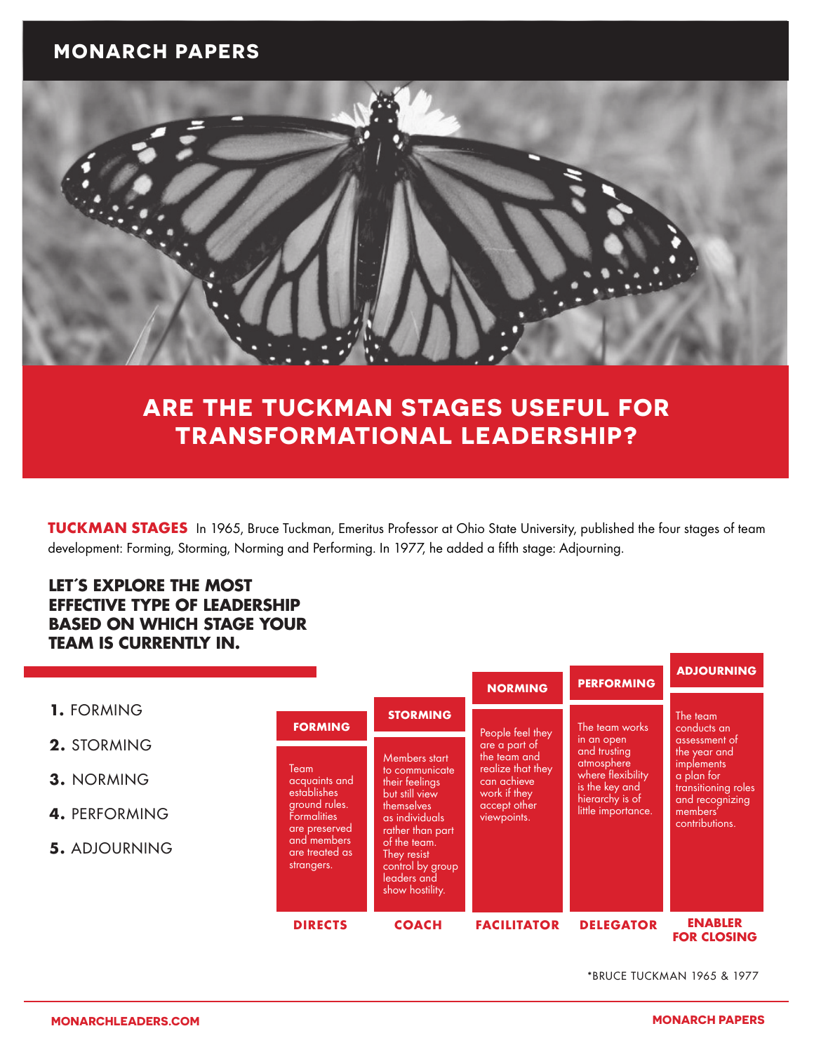# MONARCH PAPERS

## ARE THE TUCKMAN STAGES USEFUL FOR TRANSFORMATIONAL LEADERSHIP?

**TUCKMAN STAGES** In 1965, Bruce Tuckman, Emeritus Professor at Ohio State University, published the four stages of team development: Forming, Storming, Norming and Performing. In 1977, he added a fifth stage: Adjourning.

### LET´S EXPLORE THE MOST EFFECTIVE TYPE OF LEADERSHIP BASED ON WHICH STAGE YOUR TEAM IS CURRENTLY IN.

1. FORMING
2. STORMING
3. NORMING
4. PERFORMING
5. ADJOURNING

| FORMING | STORMING | NORMING | PERFORMING | ADJOURNING |
|---|---|---|---|---|
| Team acquaints and establishes ground rules. Formalities are preserved and members are treated as strangers. | Members start to communicate their feelings but still view themselves as individuals rather than part of the team. They resist control by group leaders and show hostility. | People feel they are a part of the team and realize that they can achieve work if they accept other viewpoints. | The team works in an open and trusting atmosphere where flexibility is the key and hierarchy is of little importance. | The team conducts an assessment of the year and implements a plan for transitioning roles and recognizing members' contributions. |
| **DIRECTS** | **COACH** | **FACILITATOR** | **DELEGATOR** | **ENABLER FOR CLOSING** |

*BRUCE TUCKMAN 1965 & 1977

MONARCHLEADERS.COM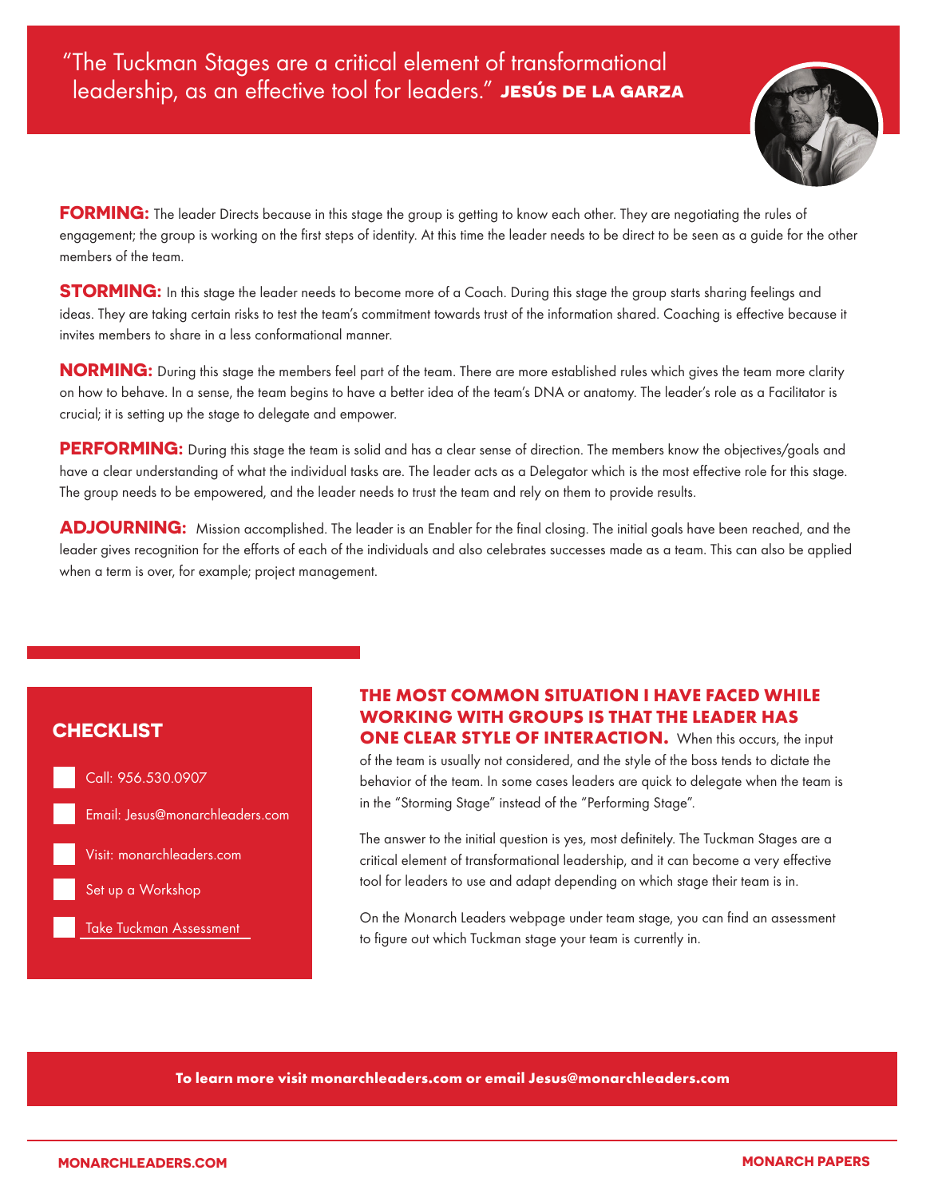"The Tuckman Stages are a critical element of transformational leadership, as an effective tool for leaders." **JESÚS DE LA GARZA**

**FORMING:** The leader Directs because in this stage the group is getting to know each other. They are negotiating the rules of engagement; the group is working on the first steps of identity. At this time the leader needs to be direct to be seen as a guide for the other members of the team.

**STORMING:** In this stage the leader needs to become more of a Coach. During this stage the group starts sharing feelings and ideas. They are taking certain risks to test the team's commitment towards trust of the information shared. Coaching is effective because it invites members to share in a less conformational manner.

**NORMING:** During this stage the members feel part of the team. There are more established rules which gives the team more clarity on how to behave. In a sense, the team begins to have a better idea of the team's DNA or anatomy. The leader's role as a Facilitator is crucial; it is setting up the stage to delegate and empower.

**PERFORMING:** During this stage the team is solid and has a clear sense of direction. The members know the objectives/goals and have a clear understanding of what the individual tasks are. The leader acts as a Delegator which is the most effective role for this stage. The group needs to be empowered, and the leader needs to trust the team and rely on them to provide results.

**ADJOURNING:** Mission accomplished. The leader is an Enabler for the final closing. The initial goals have been reached, and the leader gives recognition for the efforts of each of the individuals and also celebrates successes made as a team. This can also be applied when a term is over, for example; project management.

## CHECKLIST

- Call: 956.530.0907
- Email: Jesus@monarchleaders.com
- Visit: monarchleaders.com
- Set up a Workshop
- Take Tuckman Assessment

**THE MOST COMMON SITUATION I HAVE FACED WHILE WORKING WITH GROUPS IS THAT THE LEADER HAS ONE CLEAR STYLE OF INTERACTION.** When this occurs, the input of the team is usually not considered, and the style of the boss tends to dictate the behavior of the team. In some cases leaders are quick to delegate when the team is in the "Storming Stage" instead of the "Performing Stage".

The answer to the initial question is yes, most definitely. The Tuckman Stages are a critical element of transformational leadership, and it can become a very effective tool for leaders to use and adapt depending on which stage their team is in.

On the Monarch Leaders webpage under team stage, you can find an assessment to figure out which Tuckman stage your team is currently in.

**To learn more visit monarchleaders.com or email Jesus@monarchleaders.com**